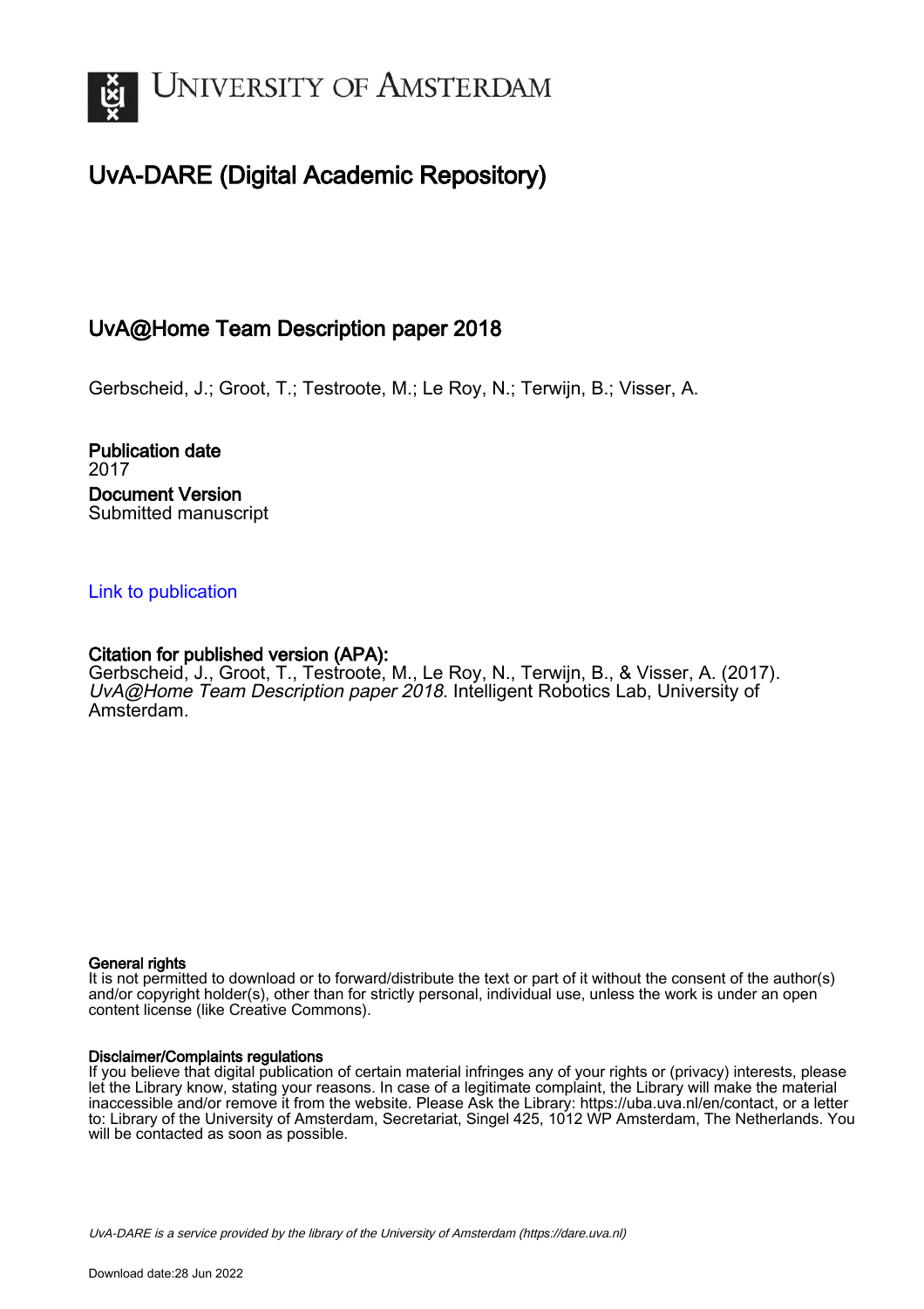University of Amsterdam

# UvA-DARE (Digital Academic Repository)

## UvA@Home Team Description paper 2018

Gerbscheid, J.; Groot, T.; Testroote, M.; Le Roy, N.; Terwijn, B.; Visser, A.

**Publication date**
2017

**Document Version**
Submitted manuscript

Link to publication

**Citation for published version (APA):**
Gerbscheid, J., Groot, T., Testroote, M., Le Roy, N., Terwijn, B., & Visser, A. (2017). *UvA@Home Team Description paper 2018*. Intelligent Robotics Lab, University of Amsterdam.

**General rights**
It is not permitted to download or to forward/distribute the text or part of it without the consent of the author(s) and/or copyright holder(s), other than for strictly personal, individual use, unless the work is under an open content license (like Creative Commons).

**Disclaimer/Complaints regulations**
If you believe that digital publication of certain material infringes any of your rights or (privacy) interests, please let the Library know, stating your reasons. In case of a legitimate complaint, the Library will make the material inaccessible and/or remove it from the website. Please Ask the Library: https://uba.uva.nl/en/contact, or a letter to: Library of the University of Amsterdam, Secretariat, Singel 425, 1012 WP Amsterdam, The Netherlands. You will be contacted as soon as possible.

*UvA-DARE is a service provided by the library of the University of Amsterdam (https://dare.uva.nl)*

Download date:28 Jun 2022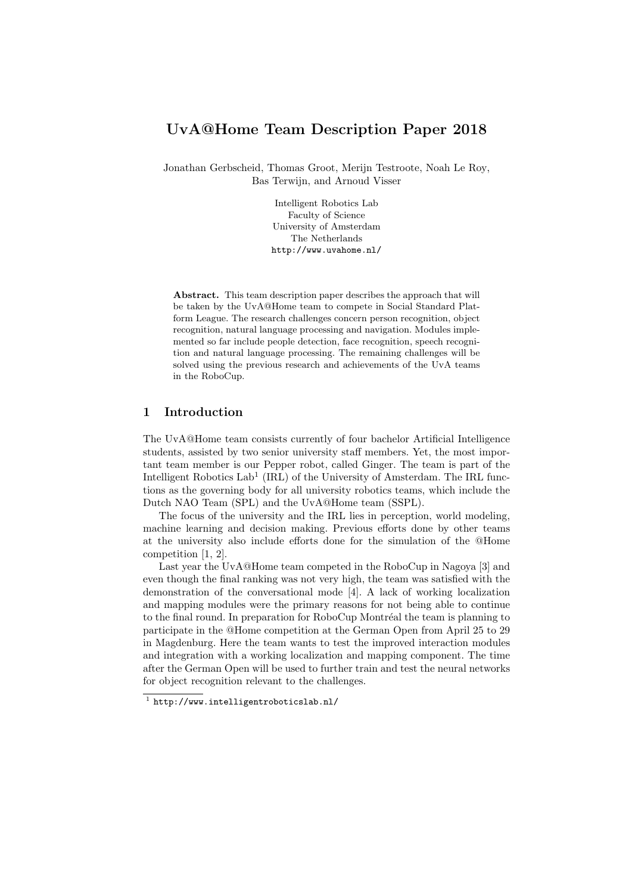# UvA@Home Team Description Paper 2018

Jonathan Gerbscheid, Thomas Groot, Merijn Testroote, Noah Le Roy, Bas Terwijn, and Arnoud Visser

Intelligent Robotics Lab
Faculty of Science
University of Amsterdam
The Netherlands
http://www.uvahome.nl/

**Abstract.** This team description paper describes the approach that will be taken by the UvA@Home team to compete in Social Standard Platform League. The research challenges concern person recognition, object recognition, natural language processing and navigation. Modules implemented so far include people detection, face recognition, speech recognition and natural language processing. The remaining challenges will be solved using the previous research and achievements of the UvA teams in the RoboCup.

## 1 Introduction

The UvA@Home team consists currently of four bachelor Artificial Intelligence students, assisted by two senior university staff members. Yet, the most important team member is our Pepper robot, called Ginger. The team is part of the Intelligent Robotics Lab[1] (IRL) of the University of Amsterdam. The IRL functions as the governing body for all university robotics teams, which include the Dutch NAO Team (SPL) and the UvA@Home team (SSPL).

The focus of the university and the IRL lies in perception, world modeling, machine learning and decision making. Previous efforts done by other teams at the university also include efforts done for the simulation of the @Home competition [1, 2].

Last year the UvA@Home team competed in the RoboCup in Nagoya [3] and even though the final ranking was not very high, the team was satisfied with the demonstration of the conversational mode [4]. A lack of working localization and mapping modules were the primary reasons for not being able to continue to the final round. In preparation for RoboCup Montréal the team is planning to participate in the @Home competition at the German Open from April 25 to 29 in Magdenburg. Here the team wants to test the improved interaction modules and integration with a working localization and mapping component. The time after the German Open will be used to further train and test the neural networks for object recognition relevant to the challenges.

[1] http://www.intelligentroboticslab.nl/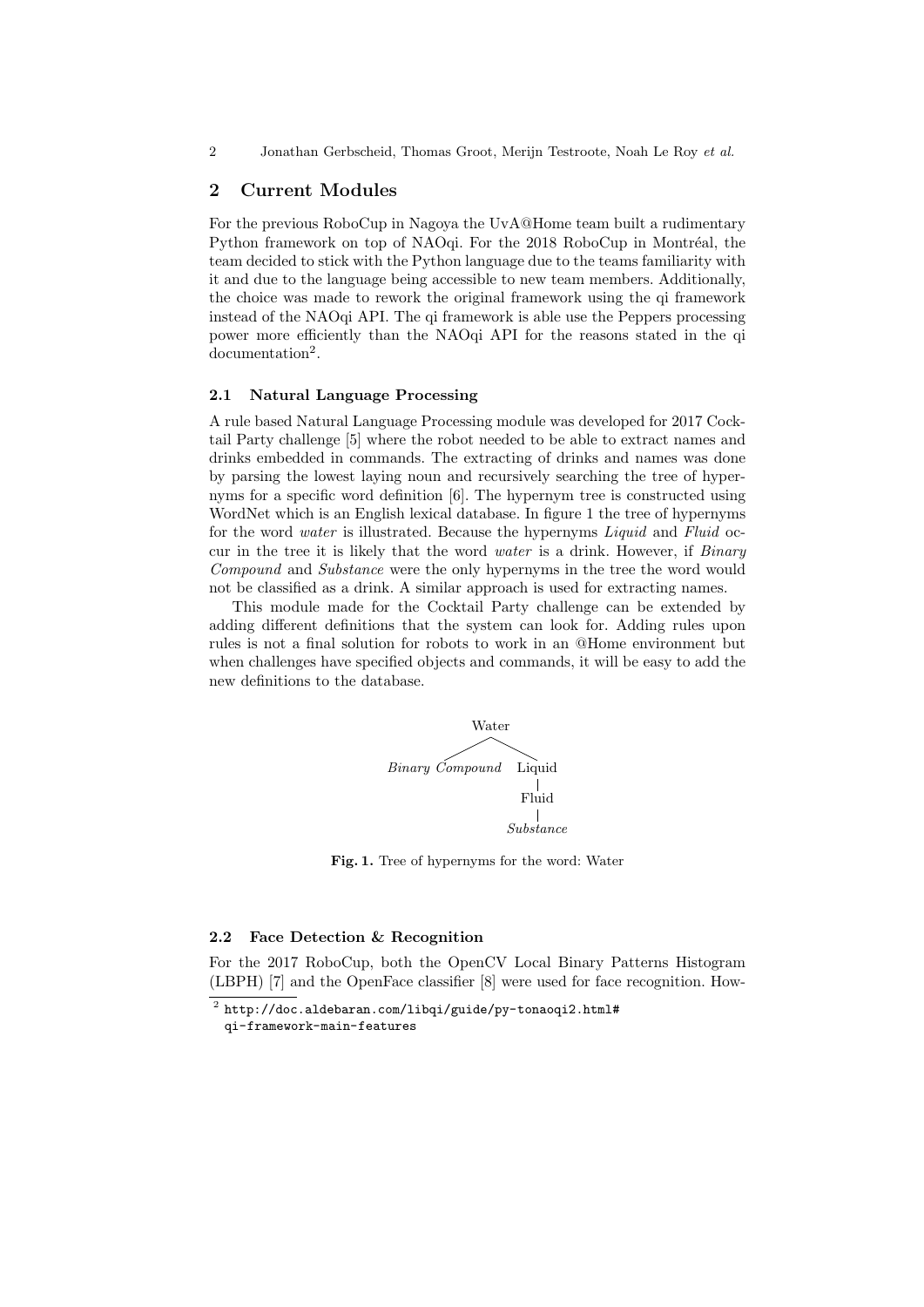## 2 Current Modules

For the previous RoboCup in Nagoya the UvA@Home team built a rudimentary Python framework on top of NAOqi. For the 2018 RoboCup in Montréal, the team decided to stick with the Python language due to the teams familiarity with it and due to the language being accessible to new team members. Additionally, the choice was made to rework the original framework using the qi framework instead of the NAOqi API. The qi framework is able use the Peppers processing power more efficiently than the NAOqi API for the reasons stated in the qi documentation[2].

### 2.1 Natural Language Processing

A rule based Natural Language Processing module was developed for 2017 Cocktail Party challenge [5] where the robot needed to be able to extract names and drinks embedded in commands. The extracting of drinks and names was done by parsing the lowest laying noun and recursively searching the tree of hypernyms for a specific word definition [6]. The hypernym tree is constructed using WordNet which is an English lexical database. In figure 1 the tree of hypernyms for the word *water* is illustrated. Because the hypernyms *Liquid* and *Fluid* occur in the tree it is likely that the word *water* is a drink. However, if *Binary Compound* and *Substance* were the only hypernyms in the tree the word would not be classified as a drink. A similar approach is used for extracting names.

This module made for the Cocktail Party challenge can be extended by adding different definitions that the system can look for. Adding rules upon rules is not a final solution for robots to work in an @Home environment but when challenges have specified objects and commands, it will be easy to add the new definitions to the database.

```
            Water
           /     \
Binary Compound  Liquid
                   |
                 Fluid
                   |
               Substance
```

**Fig. 1.** Tree of hypernyms for the word: Water

### 2.2 Face Detection & Recognition

For the 2017 RoboCup, both the OpenCV Local Binary Patterns Histogram (LBPH) [7] and the OpenFace classifier [8] were used for face recognition. How-

[2] http://doc.aldebaran.com/libqi/guide/py-tonaoqi2.html#qi-framework-main-features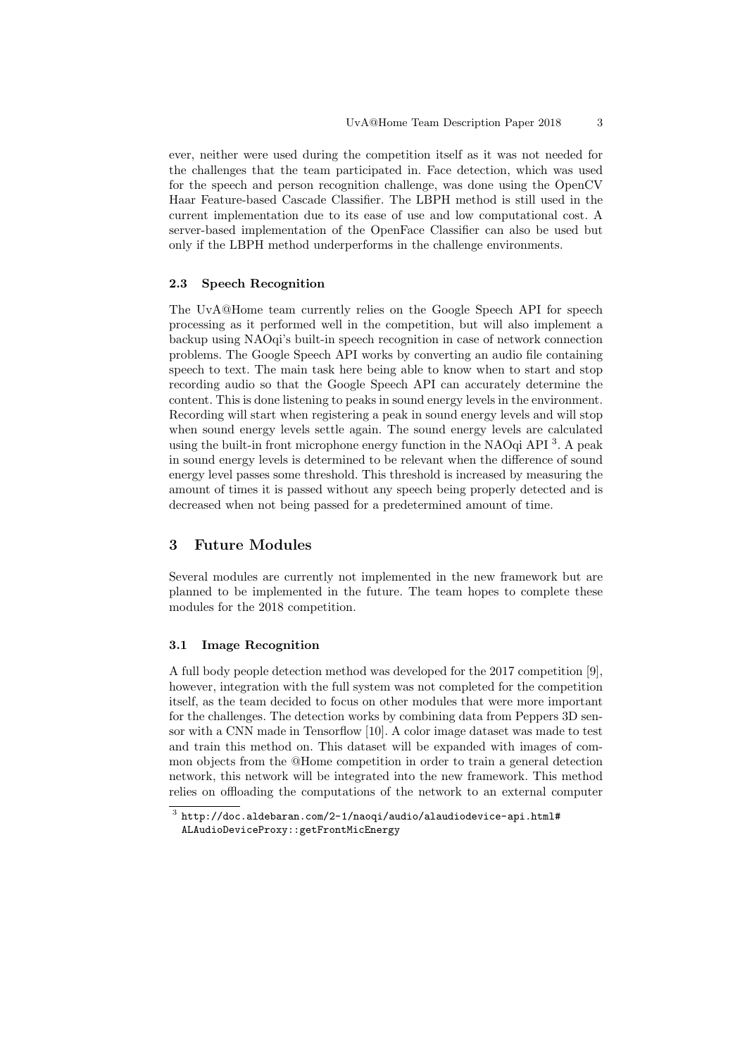ever, neither were used during the competition itself as it was not needed for the challenges that the team participated in. Face detection, which was used for the speech and person recognition challenge, was done using the OpenCV Haar Feature-based Cascade Classifier. The LBPH method is still used in the current implementation due to its ease of use and low computational cost. A server-based implementation of the OpenFace Classifier can also be used but only if the LBPH method underperforms in the challenge environments.

### 2.3 Speech Recognition

The UvA@Home team currently relies on the Google Speech API for speech processing as it performed well in the competition, but will also implement a backup using NAOqi's built-in speech recognition in case of network connection problems. The Google Speech API works by converting an audio file containing speech to text. The main task here being able to know when to start and stop recording audio so that the Google Speech API can accurately determine the content. This is done listening to peaks in sound energy levels in the environment. Recording will start when registering a peak in sound energy levels and will stop when sound energy levels settle again. The sound energy levels are calculated using the built-in front microphone energy function in the NAOqi API [3]. A peak in sound energy levels is determined to be relevant when the difference of sound energy level passes some threshold. This threshold is increased by measuring the amount of times it is passed without any speech being properly detected and is decreased when not being passed for a predetermined amount of time.

## 3 Future Modules

Several modules are currently not implemented in the new framework but are planned to be implemented in the future. The team hopes to complete these modules for the 2018 competition.

### 3.1 Image Recognition

A full body people detection method was developed for the 2017 competition [9], however, integration with the full system was not completed for the competition itself, as the team decided to focus on other modules that were more important for the challenges. The detection works by combining data from Peppers 3D sensor with a CNN made in Tensorflow [10]. A color image dataset was made to test and train this method on. This dataset will be expanded with images of common objects from the @Home competition in order to train a general detection network, this network will be integrated into the new framework. This method relies on offloading the computations of the network to an external computer

[3] `http://doc.aldebaran.com/2-1/naoqi/audio/alaudiodevice-api.html#ALAudioDeviceProxy::getFrontMicEnergy`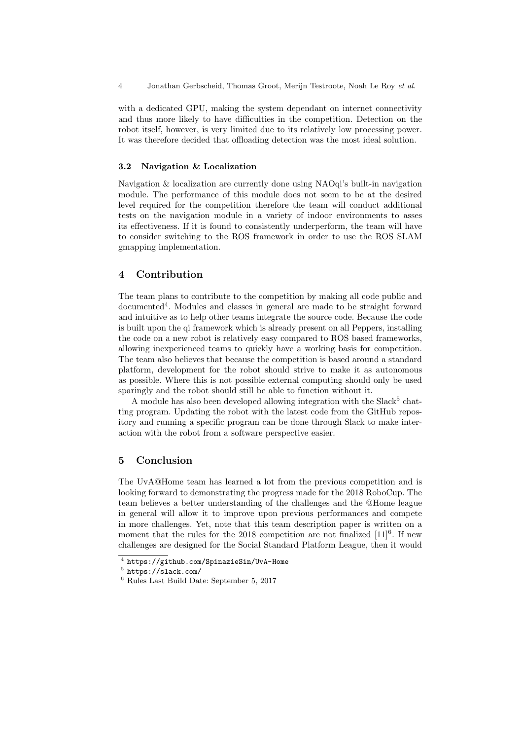with a dedicated GPU, making the system dependant on internet connectivity and thus more likely to have difficulties in the competition. Detection on the robot itself, however, is very limited due to its relatively low processing power. It was therefore decided that offloading detection was the most ideal solution.

### 3.2 Navigation & Localization

Navigation & localization are currently done using NAOqi's built-in navigation module. The performance of this module does not seem to be at the desired level required for the competition therefore the team will conduct additional tests on the navigation module in a variety of indoor environments to asses its effectiveness. If it is found to consistently underperform, the team will have to consider switching to the ROS framework in order to use the ROS SLAM gmapping implementation.

## 4 Contribution

The team plans to contribute to the competition by making all code public and documented[4]. Modules and classes in general are made to be straight forward and intuitive as to help other teams integrate the source code. Because the code is built upon the qi framework which is already present on all Peppers, installing the code on a new robot is relatively easy compared to ROS based frameworks, allowing inexperienced teams to quickly have a working basis for competition. The team also believes that because the competition is based around a standard platform, development for the robot should strive to make it as autonomous as possible. Where this is not possible external computing should only be used sparingly and the robot should still be able to function without it.

A module has also been developed allowing integration with the Slack[5] chatting program. Updating the robot with the latest code from the GitHub repository and running a specific program can be done through Slack to make interaction with the robot from a software perspective easier.

## 5 Conclusion

The UvA@Home team has learned a lot from the previous competition and is looking forward to demonstrating the progress made for the 2018 RoboCup. The team believes a better understanding of the challenges and the @Home league in general will allow it to improve upon previous performances and compete in more challenges. Yet, note that this team description paper is written on a moment that the rules for the 2018 competition are not finalized [11][6]. If new challenges are designed for the Social Standard Platform League, then it would

[4] https://github.com/SpinazieSin/UvA-Home

[5] https://slack.com/

[6] Rules Last Build Date: September 5, 2017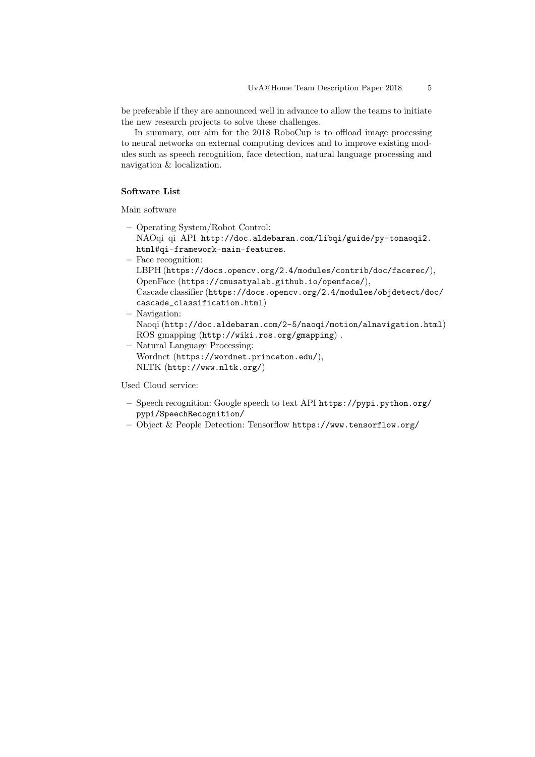be preferable if they are announced well in advance to allow the teams to initiate the new research projects to solve these challenges.

In summary, our aim for the 2018 RoboCup is to offload image processing to neural networks on external computing devices and to improve existing modules such as speech recognition, face detection, natural language processing and navigation & localization.

### Software List

Main software

- Operating System/Robot Control:
  NAOqi qi API `http://doc.aldebaran.com/libqi/guide/py-tonaoqi2.html#qi-framework-main-features`.
- Face recognition:
  LBPH (`https://docs.opencv.org/2.4/modules/contrib/doc/facerec/`),
  OpenFace (`https://cmusatyalab.github.io/openface/`),
  Cascade classifier (`https://docs.opencv.org/2.4/modules/objdetect/doc/cascade_classification.html`)
- Navigation:
  Naoqi (`http://doc.aldebaran.com/2-5/naoqi/motion/alnavigation.html`)
  ROS gmapping (`http://wiki.ros.org/gmapping`) .
- Natural Language Processing:
  Wordnet (`https://wordnet.princeton.edu/`),
  NLTK (`http://www.nltk.org/`)

Used Cloud service:

- Speech recognition: Google speech to text API `https://pypi.python.org/pypi/SpeechRecognition/`
- Object & People Detection: Tensorflow `https://www.tensorflow.org/`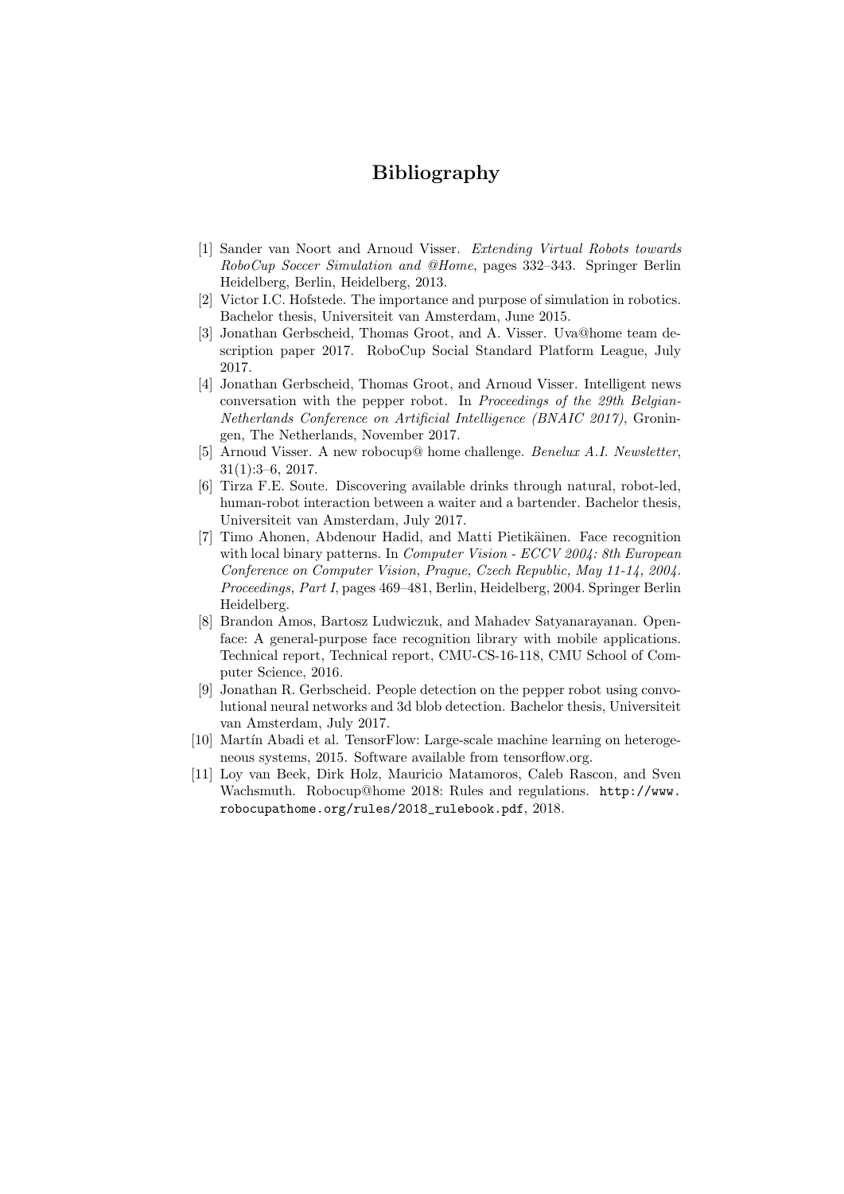# Bibliography

[1] Sander van Noort and Arnoud Visser. *Extending Virtual Robots towards RoboCup Soccer Simulation and @Home*, pages 332–343. Springer Berlin Heidelberg, Berlin, Heidelberg, 2013.

[2] Victor I.C. Hofstede. The importance and purpose of simulation in robotics. Bachelor thesis, Universiteit van Amsterdam, June 2015.

[3] Jonathan Gerbscheid, Thomas Groot, and A. Visser. Uva@home team description paper 2017. RoboCup Social Standard Platform League, July 2017.

[4] Jonathan Gerbscheid, Thomas Groot, and Arnoud Visser. Intelligent news conversation with the pepper robot. In *Proceedings of the 29th Belgian-Netherlands Conference on Artificial Intelligence (BNAIC 2017)*, Groningen, The Netherlands, November 2017.

[5] Arnoud Visser. A new robocup@ home challenge. *Benelux A.I. Newsletter*, 31(1):3–6, 2017.

[6] Tirza F.E. Soute. Discovering available drinks through natural, robot-led, human-robot interaction between a waiter and a bartender. Bachelor thesis, Universiteit van Amsterdam, July 2017.

[7] Timo Ahonen, Abdenour Hadid, and Matti Pietikäinen. Face recognition with local binary patterns. In *Computer Vision - ECCV 2004: 8th European Conference on Computer Vision, Prague, Czech Republic, May 11-14, 2004. Proceedings, Part I*, pages 469–481, Berlin, Heidelberg, 2004. Springer Berlin Heidelberg.

[8] Brandon Amos, Bartosz Ludwiczuk, and Mahadev Satyanarayanan. Openface: A general-purpose face recognition library with mobile applications. Technical report, Technical report, CMU-CS-16-118, CMU School of Computer Science, 2016.

[9] Jonathan R. Gerbscheid. People detection on the pepper robot using convolutional neural networks and 3d blob detection. Bachelor thesis, Universiteit van Amsterdam, July 2017.

[10] Martín Abadi et al. TensorFlow: Large-scale machine learning on heterogeneous systems, 2015. Software available from tensorflow.org.

[11] Loy van Beek, Dirk Holz, Mauricio Matamoros, Caleb Rascon, and Sven Wachsmuth. Robocup@home 2018: Rules and regulations. `http://www.robocupathome.org/rules/2018_rulebook.pdf`, 2018.